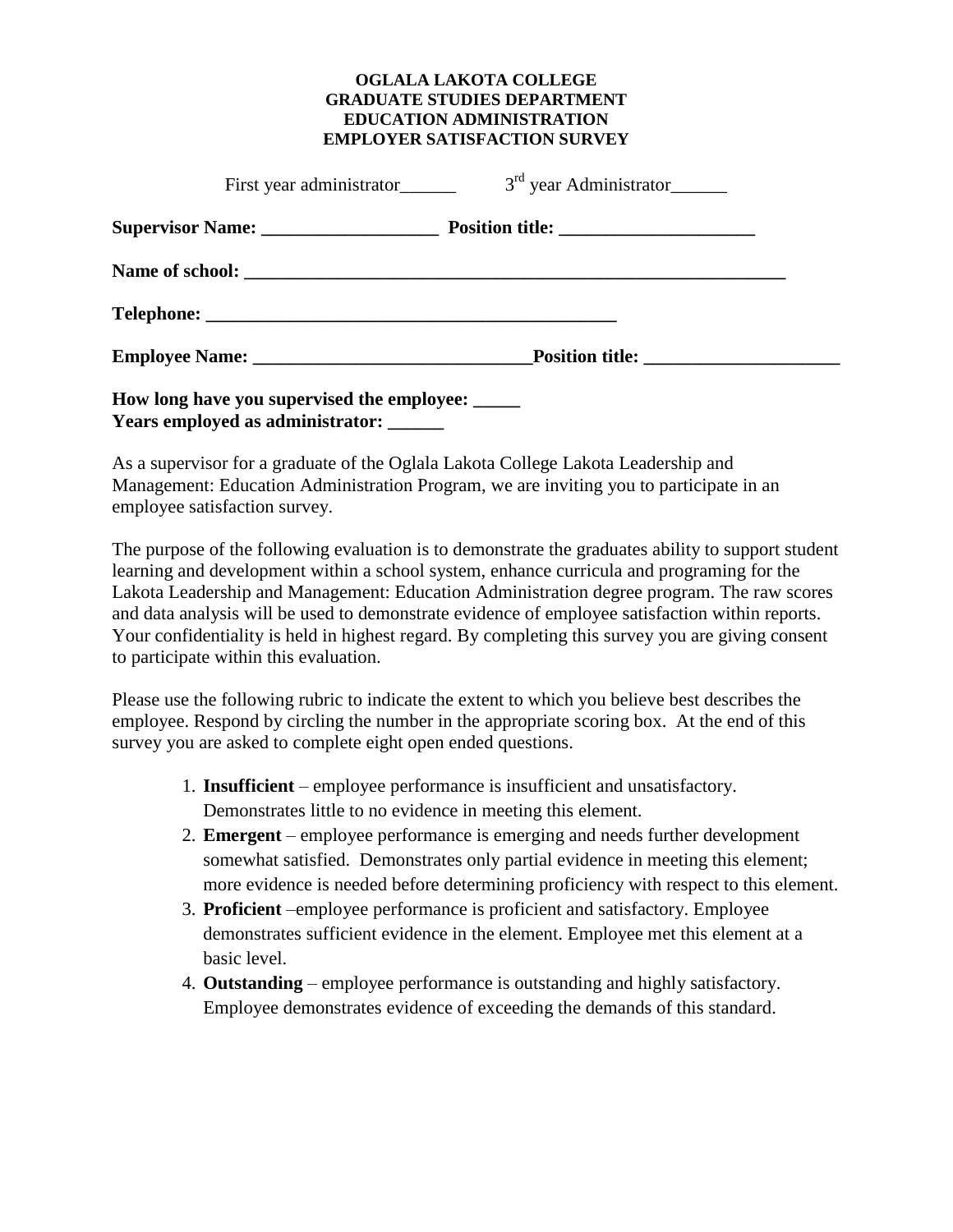**OGLALA LAKOTA COLLEGE**
**GRADUATE STUDIES DEPARTMENT**
**EDUCATION ADMINISTRATION**
**EMPLOYER SATISFACTION SURVEY**

First year administrator______ 3rd year Administrator______

**Supervisor Name: ___________________ Position title: _____________________**

**Name of school: ___________________________________________________________**

**Telephone: ______________________________________________**

**Employee Name: _____________________________Position title: _____________________**

**How long have you supervised the employee: _____**
**Years employed as administrator: ______**

As a supervisor for a graduate of the Oglala Lakota College Lakota Leadership and Management: Education Administration Program, we are inviting you to participate in an employee satisfaction survey.

The purpose of the following evaluation is to demonstrate the graduates ability to support student learning and development within a school system, enhance curricula and programing for the Lakota Leadership and Management: Education Administration degree program. The raw scores and data analysis will be used to demonstrate evidence of employee satisfaction within reports. Your confidentiality is held in highest regard. By completing this survey you are giving consent to participate within this evaluation.

Please use the following rubric to indicate the extent to which you believe best describes the employee. Respond by circling the number in the appropriate scoring box. At the end of this survey you are asked to complete eight open ended questions.

1. **Insufficient** – employee performance is insufficient and unsatisfactory. Demonstrates little to no evidence in meeting this element.
2. **Emergent** – employee performance is emerging and needs further development somewhat satisfied. Demonstrates only partial evidence in meeting this element; more evidence is needed before determining proficiency with respect to this element.
3. **Proficient** –employee performance is proficient and satisfactory. Employee demonstrates sufficient evidence in the element. Employee met this element at a basic level.
4. **Outstanding** – employee performance is outstanding and highly satisfactory. Employee demonstrates evidence of exceeding the demands of this standard.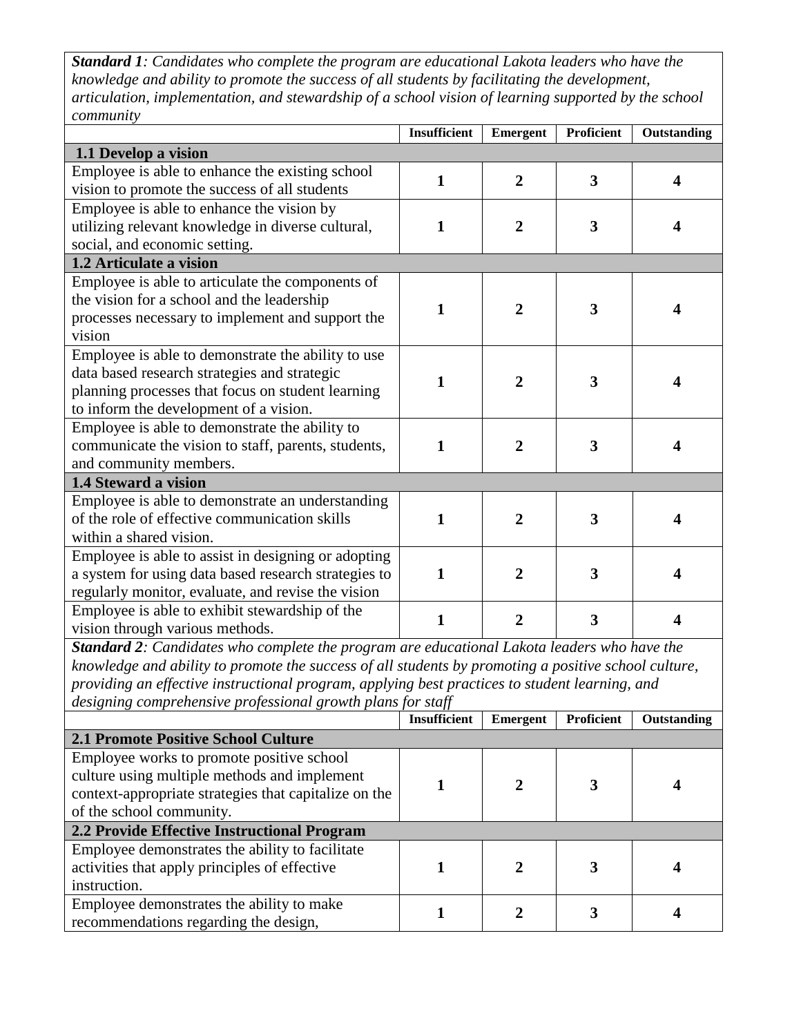***Standard 1**: Candidates who complete the program are educational Lakota leaders who have the knowledge and ability to promote the success of all students by facilitating the development, articulation, implementation, and stewardship of a school vision of learning supported by the school community*

| | Insufficient | Emergent | Proficient | Outstanding |
|---|---|---|---|---|
| **1.1 Develop a vision** | | | | |
| Employee is able to enhance the existing school vision to promote the success of all students | **1** | **2** | **3** | **4** |
| Employee is able to enhance the vision by utilizing relevant knowledge in diverse cultural, social, and economic setting. | **1** | **2** | **3** | **4** |
| **1.2 Articulate a vision** | | | | |
| Employee is able to articulate the components of the vision for a school and the leadership processes necessary to implement and support the vision | **1** | **2** | **3** | **4** |
| Employee is able to demonstrate the ability to use data based research strategies and strategic planning processes that focus on student learning to inform the development of a vision. | **1** | **2** | **3** | **4** |
| Employee is able to demonstrate the ability to communicate the vision to staff, parents, students, and community members. | **1** | **2** | **3** | **4** |
| **1.4 Steward a vision** | | | | |
| Employee is able to demonstrate an understanding of the role of effective communication skills within a shared vision. | **1** | **2** | **3** | **4** |
| Employee is able to assist in designing or adopting a system for using data based research strategies to regularly monitor, evaluate, and revise the vision | **1** | **2** | **3** | **4** |
| Employee is able to exhibit stewardship of the vision through various methods. | **1** | **2** | **3** | **4** |

***Standard 2**: Candidates who complete the program are educational Lakota leaders who have the knowledge and ability to promote the success of all students by promoting a positive school culture, providing an effective instructional program, applying best practices to student learning, and designing comprehensive professional growth plans for staff*

| | Insufficient | Emergent | Proficient | Outstanding |
|---|---|---|---|---|
| **2.1 Promote Positive School Culture** | | | | |
| Employee works to promote positive school culture using multiple methods and implement context-appropriate strategies that capitalize on the of the school community. | **1** | **2** | **3** | **4** |
| **2.2 Provide Effective Instructional Program** | | | | |
| Employee demonstrates the ability to facilitate activities that apply principles of effective instruction. | **1** | **2** | **3** | **4** |
| Employee demonstrates the ability to make recommendations regarding the design, | **1** | **2** | **3** | **4** |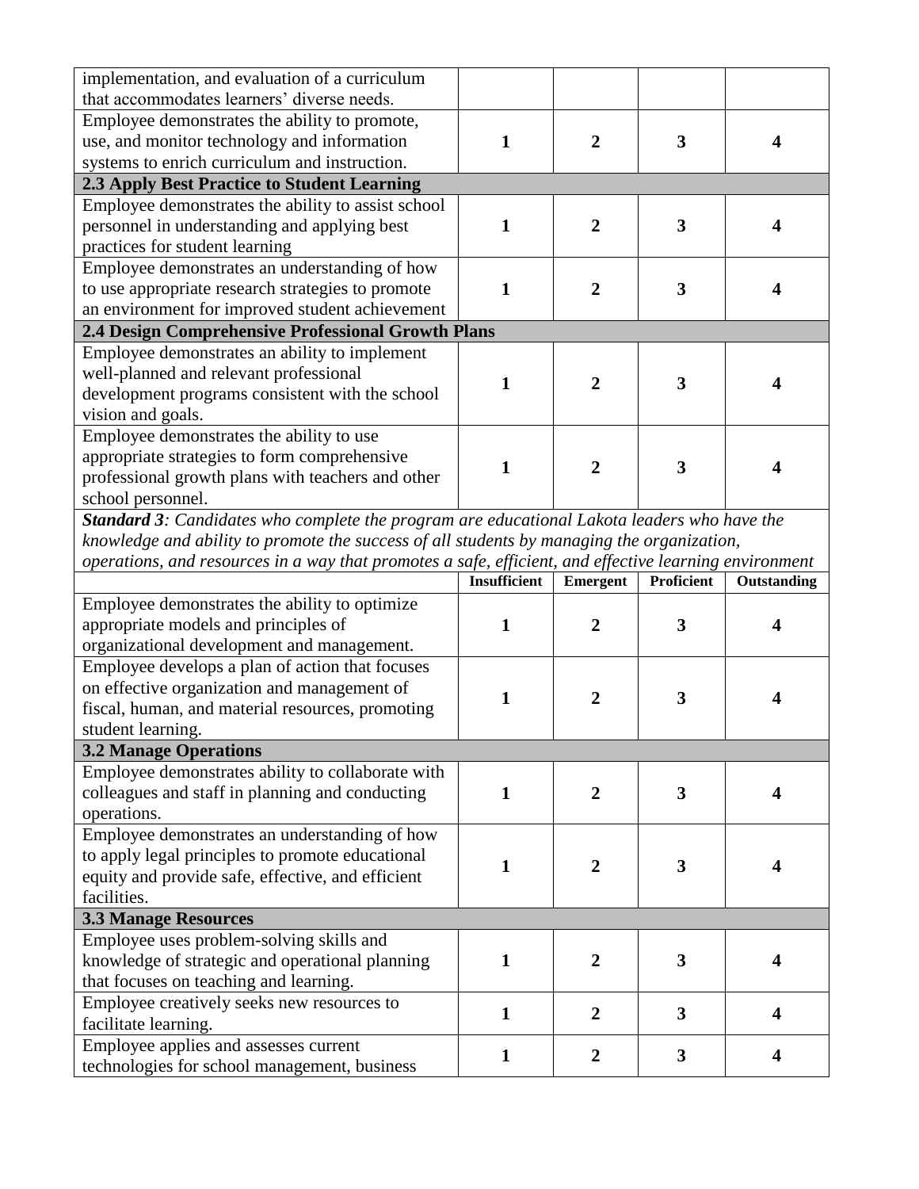| | | | | |
|---|---|---|---|---|
| implementation, and evaluation of a curriculum that accommodates learners' diverse needs. | | | | |
| Employee demonstrates the ability to promote, use, and monitor technology and information systems to enrich curriculum and instruction. | **1** | **2** | **3** | **4** |
| **2.3 Apply Best Practice to Student Learning** | | | | |
| Employee demonstrates the ability to assist school personnel in understanding and applying best practices for student learning | **1** | **2** | **3** | **4** |
| Employee demonstrates an understanding of how to use appropriate research strategies to promote an environment for improved student achievement | **1** | **2** | **3** | **4** |
| **2.4 Design Comprehensive Professional Growth Plans** | | | | |
| Employee demonstrates an ability to implement well-planned and relevant professional development programs consistent with the school vision and goals. | **1** | **2** | **3** | **4** |
| Employee demonstrates the ability to use appropriate strategies to form comprehensive professional growth plans with teachers and other school personnel. | **1** | **2** | **3** | **4** |

***Standard 3****: Candidates who complete the program are educational Lakota leaders who have the knowledge and ability to promote the success of all students by managing the organization, operations, and resources in a way that promotes a safe, efficient, and effective learning environment*

| | **Insufficient** | **Emergent** | **Proficient** | **Outstanding** |
|---|---|---|---|---|
| Employee demonstrates the ability to optimize appropriate models and principles of organizational development and management. | **1** | **2** | **3** | **4** |
| Employee develops a plan of action that focuses on effective organization and management of fiscal, human, and material resources, promoting student learning. | **1** | **2** | **3** | **4** |
| **3.2 Manage Operations** | | | | |
| Employee demonstrates ability to collaborate with colleagues and staff in planning and conducting operations. | **1** | **2** | **3** | **4** |
| Employee demonstrates an understanding of how to apply legal principles to promote educational equity and provide safe, effective, and efficient facilities. | **1** | **2** | **3** | **4** |
| **3.3 Manage Resources** | | | | |
| Employee uses problem-solving skills and knowledge of strategic and operational planning that focuses on teaching and learning. | **1** | **2** | **3** | **4** |
| Employee creatively seeks new resources to facilitate learning. | **1** | **2** | **3** | **4** |
| Employee applies and assesses current technologies for school management, business | **1** | **2** | **3** | **4** |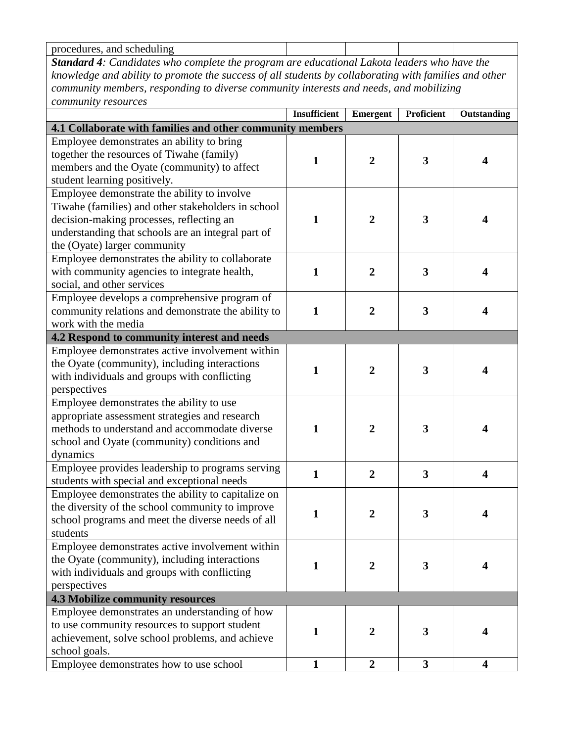| procedures, and scheduling | | | | |
|---|---|---|---|---|
| ***Standard 4**: Candidates who complete the program are educational Lakota leaders who have the knowledge and ability to promote the success of all students by collaborating with families and other community members, responding to diverse community interests and needs, and mobilizing community resources* | | | | |
| | **Insufficient** | **Emergent** | **Proficient** | **Outstanding** |
| **4.1 Collaborate with families and other community members** | | | | |
| Employee demonstrates an ability to bring together the resources of Tiwahe (family) members and the Oyate (community) to affect student learning positively. | **1** | **2** | **3** | **4** |
| Employee demonstrate the ability to involve Tiwahe (families) and other stakeholders in school decision-making processes, reflecting an understanding that schools are an integral part of the (Oyate) larger community | **1** | **2** | **3** | **4** |
| Employee demonstrates the ability to collaborate with community agencies to integrate health, social, and other services | **1** | **2** | **3** | **4** |
| Employee develops a comprehensive program of community relations and demonstrate the ability to work with the media | **1** | **2** | **3** | **4** |
| **4.2 Respond to community interest and needs** | | | | |
| Employee demonstrates active involvement within the Oyate (community), including interactions with individuals and groups with conflicting perspectives | **1** | **2** | **3** | **4** |
| Employee demonstrates the ability to use appropriate assessment strategies and research methods to understand and accommodate diverse school and Oyate (community) conditions and dynamics | **1** | **2** | **3** | **4** |
| Employee provides leadership to programs serving students with special and exceptional needs | **1** | **2** | **3** | **4** |
| Employee demonstrates the ability to capitalize on the diversity of the school community to improve school programs and meet the diverse needs of all students | **1** | **2** | **3** | **4** |
| Employee demonstrates active involvement within the Oyate (community), including interactions with individuals and groups with conflicting perspectives | **1** | **2** | **3** | **4** |
| **4.3 Mobilize community resources** | | | | |
| Employee demonstrates an understanding of how to use community resources to support student achievement, solve school problems, and achieve school goals. | **1** | **2** | **3** | **4** |
| Employee demonstrates how to use school | **1** | **2** | **3** | **4** |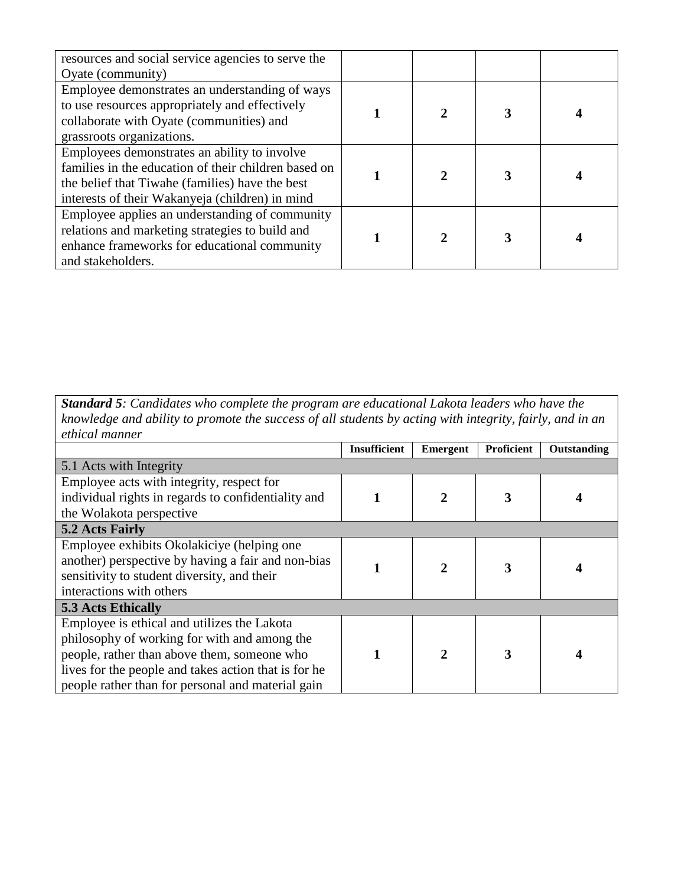| | | | | |
|---|---|---|---|---|
| resources and social service agencies to serve the Oyate (community) | | | | |
| Employee demonstrates an understanding of ways to use resources appropriately and effectively collaborate with Oyate (communities) and grassroots organizations. | **1** | **2** | **3** | **4** |
| Employees demonstrates an ability to involve families in the education of their children based on the belief that Tiwahe (families) have the best interests of their Wakanyeja (children) in mind | **1** | **2** | **3** | **4** |
| Employee applies an understanding of community relations and marketing strategies to build and enhance frameworks for educational community and stakeholders. | **1** | **2** | **3** | **4** |

***Standard 5**: Candidates who complete the program are educational Lakota leaders who have the knowledge and ability to promote the success of all students by acting with integrity, fairly, and in an ethical manner*

| | Insufficient | Emergent | Proficient | Outstanding |
|---|---|---|---|---|
| 5.1 Acts with Integrity | | | | |
| Employee acts with integrity, respect for individual rights in regards to confidentiality and the Wolakota perspective | **1** | **2** | **3** | **4** |
| **5.2 Acts Fairly** | | | | |
| Employee exhibits Okolakiciye (helping one another) perspective by having a fair and non-bias sensitivity to student diversity, and their interactions with others | **1** | **2** | **3** | **4** |
| **5.3 Acts Ethically** | | | | |
| Employee is ethical and utilizes the Lakota philosophy of working for with and among the people, rather than above them, someone who lives for the people and takes action that is for he people rather than for personal and material gain | **1** | **2** | **3** | **4** |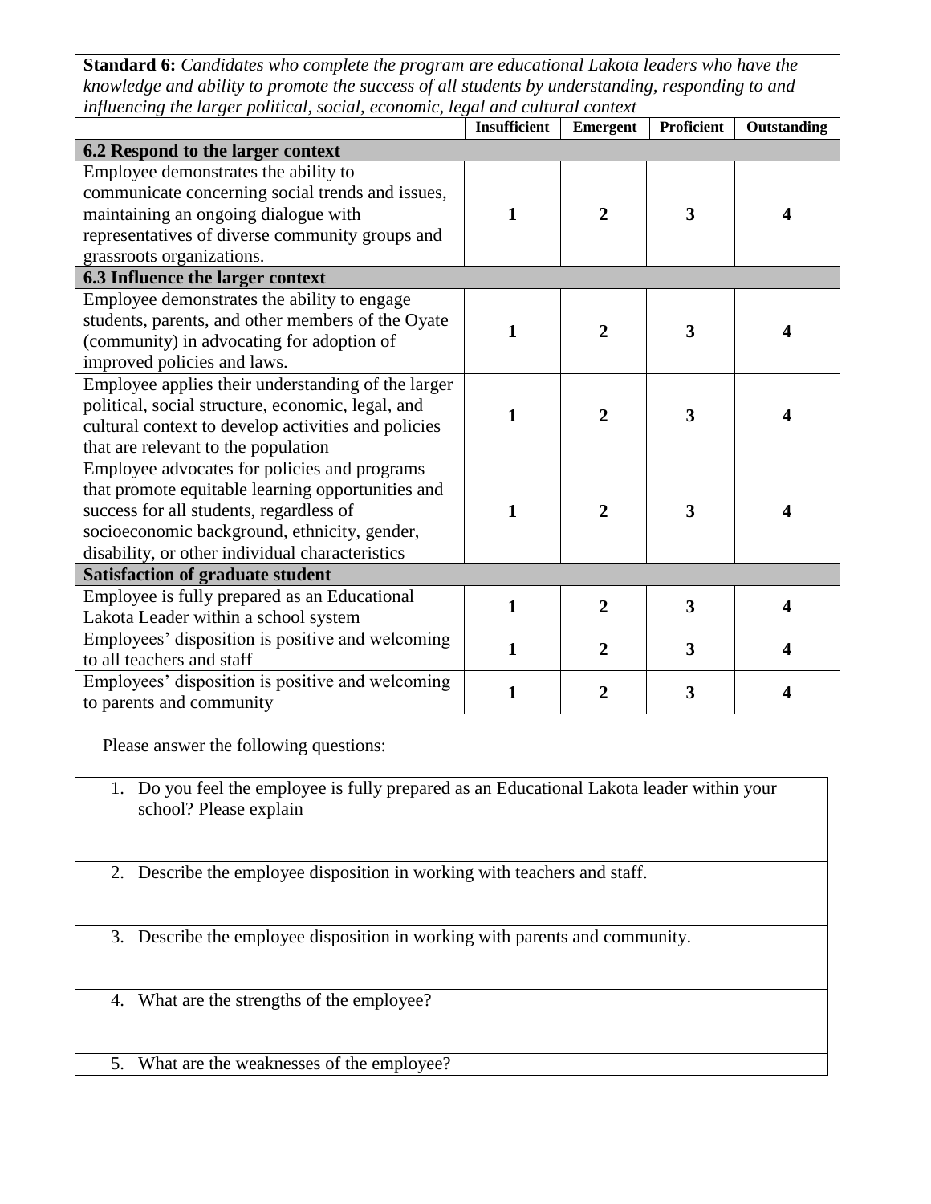| **Standard 6:** *Candidates who complete the program are educational Lakota leaders who have the knowledge and ability to promote the success of all students by understanding, responding to and influencing the larger political, social, economic, legal and cultural context* | | | | |
|---|---|---|---|---|
| | **Insufficient** | **Emergent** | **Proficient** | **Outstanding** |
| **6.2 Respond to the larger context** | | | | |
| Employee demonstrates the ability to communicate concerning social trends and issues, maintaining an ongoing dialogue with representatives of diverse community groups and grassroots organizations. | **1** | **2** | **3** | **4** |
| **6.3 Influence the larger context** | | | | |
| Employee demonstrates the ability to engage students, parents, and other members of the Oyate (community) in advocating for adoption of improved policies and laws. | **1** | **2** | **3** | **4** |
| Employee applies their understanding of the larger political, social structure, economic, legal, and cultural context to develop activities and policies that are relevant to the population | **1** | **2** | **3** | **4** |
| Employee advocates for policies and programs that promote equitable learning opportunities and success for all students, regardless of socioeconomic background, ethnicity, gender, disability, or other individual characteristics | **1** | **2** | **3** | **4** |
| **Satisfaction of graduate student** | | | | |
| Employee is fully prepared as an Educational Lakota Leader within a school system | **1** | **2** | **3** | **4** |
| Employees' disposition is positive and welcoming to all teachers and staff | **1** | **2** | **3** | **4** |
| Employees' disposition is positive and welcoming to parents and community | **1** | **2** | **3** | **4** |

Please answer the following questions:

1. Do you feel the employee is fully prepared as an Educational Lakota leader within your school? Please explain
2. Describe the employee disposition in working with teachers and staff.
3. Describe the employee disposition in working with parents and community.
4. What are the strengths of the employee?
5. What are the weaknesses of the employee?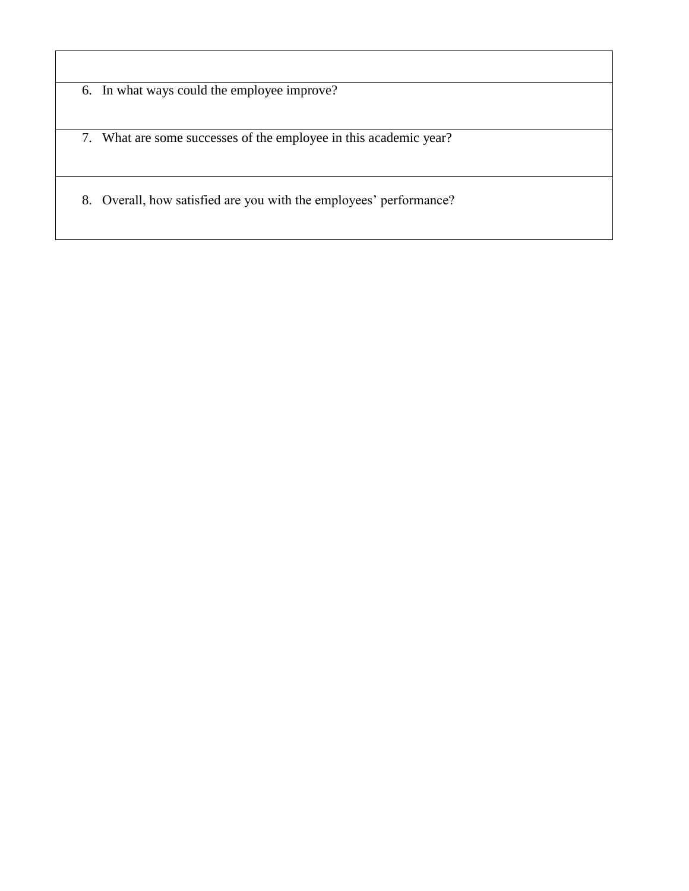| |
|---|
| |
| 6. In what ways could the employee improve? |
| 7. What are some successes of the employee in this academic year? |
| 8. Overall, how satisfied are you with the employees' performance? |